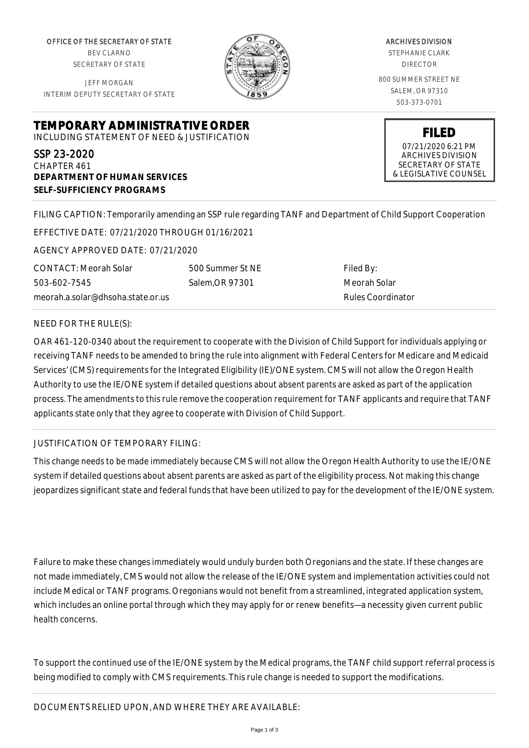OFFICE OF THE SECRETARY OF STATE
BEV CLARNO
SECRETARY OF STATE

JEFF MORGAN
INTERIM DEPUTY SECRETARY OF STATE

ARCHIVES DIVISION
STEPHANIE CLARK
DIRECTOR

800 SUMMER STREET NE
SALEM, OR 97310
503-373-0701

**FILED**
07/21/2020 6:21 PM
ARCHIVES DIVISION
SECRETARY OF STATE
& LEGISLATIVE COUNSEL

# TEMPORARY ADMINISTRATIVE ORDER

INCLUDING STATEMENT OF NEED & JUSTIFICATION

SSP 23-2020
CHAPTER 461
**DEPARTMENT OF HUMAN SERVICES**
**SELF-SUFFICIENCY PROGRAMS**

FILING CAPTION: Temporarily amending an SSP rule regarding TANF and Department of Child Support Cooperation

EFFECTIVE DATE: 07/21/2020 THROUGH 01/16/2021

AGENCY APPROVED DATE: 07/21/2020

| | | |
|---|---|---|
| CONTACT: Meorah Solar | 500 Summer St NE | Filed By: |
| 503-602-7545 | Salem,OR 97301 | Meorah Solar |
| meorah.a.solar@dhsoha.state.or.us | | Rules Coordinator |

NEED FOR THE RULE(S):

OAR 461-120-0340 about the requirement to cooperate with the Division of Child Support for individuals applying or receiving TANF needs to be amended to bring the rule into alignment with Federal Centers for Medicare and Medicaid Services' (CMS) requirements for the Integrated Eligibility (IE)/ONE system. CMS will not allow the Oregon Health Authority to use the IE/ONE system if detailed questions about absent parents are asked as part of the application process. The amendments to this rule remove the cooperation requirement for TANF applicants and require that TANF applicants state only that they agree to cooperate with Division of Child Support.

JUSTIFICATION OF TEMPORARY FILING:

This change needs to be made immediately because CMS will not allow the Oregon Health Authority to use the IE/ONE system if detailed questions about absent parents are asked as part of the eligibility process. Not making this change jeopardizes significant state and federal funds that have been utilized to pay for the development of the IE/ONE system.

Failure to make these changes immediately would unduly burden both Oregonians and the state. If these changes are not made immediately, CMS would not allow the release of the IE/ONE system and implementation activities could not include Medical or TANF programs. Oregonians would not benefit from a streamlined, integrated application system, which includes an online portal through which they may apply for or renew benefits—a necessity given current public health concerns.

To support the continued use of the IE/ONE system by the Medical programs, the TANF child support referral process is being modified to comply with CMS requirements. This rule change is needed to support the modifications.

DOCUMENTS RELIED UPON, AND WHERE THEY ARE AVAILABLE: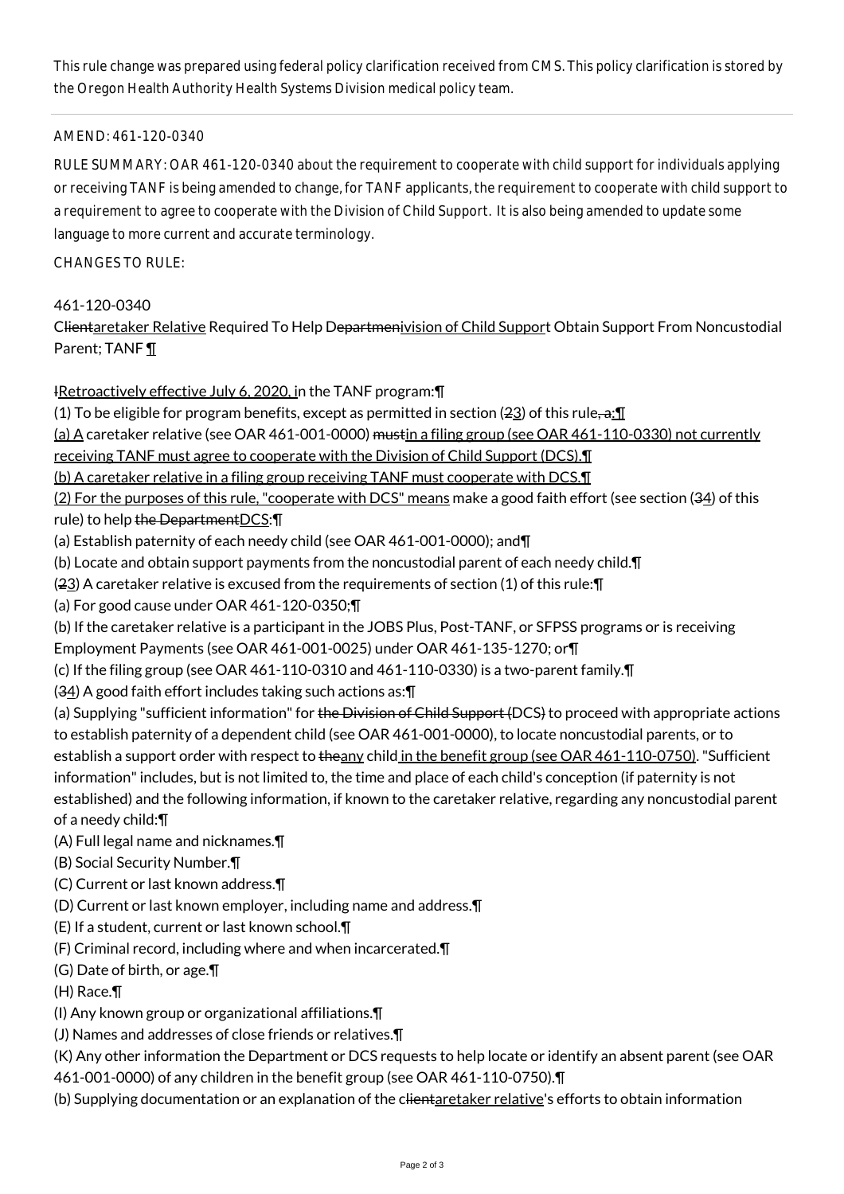This rule change was prepared using federal policy clarification received from CMS. This policy clarification is stored by the Oregon Health Authority Health Systems Division medical policy team.

AMEND: 461-120-0340

RULE SUMMARY: OAR 461-120-0340 about the requirement to cooperate with child support for individuals applying or receiving TANF is being amended to change, for TANF applicants, the requirement to cooperate with child support to a requirement to agree to cooperate with the Division of Child Support. It is also being amended to update some language to more current and accurate terminology.

CHANGES TO RULE:

461-120-0340

Clientaretaker Relative Required To Help Departmenivision of Child Support Obtain Support From Noncustodial Parent; TANF ¶

IRetroactively effective July 6, 2020, in the TANF program:¶

(1) To be eligible for program benefits, except as permitted in section (23) of this rule, a:¶

(a) A caretaker relative (see OAR 461-001-0000) mustin a filing group (see OAR 461-110-0330) not currently receiving TANF must agree to cooperate with the Division of Child Support (DCS).¶

(b) A caretaker relative in a filing group receiving TANF must cooperate with DCS.¶

(2) For the purposes of this rule, "cooperate with DCS" means make a good faith effort (see section (34) of this rule) to help the DepartmentDCS:¶

(a) Establish paternity of each needy child (see OAR 461-001-0000); and¶

(b) Locate and obtain support payments from the noncustodial parent of each needy child.¶

(23) A caretaker relative is excused from the requirements of section (1) of this rule:¶

(a) For good cause under OAR 461-120-0350;¶

(b) If the caretaker relative is a participant in the JOBS Plus, Post-TANF, or SFPSS programs or is receiving Employment Payments (see OAR 461-001-0025) under OAR 461-135-1270; or¶

(c) If the filing group (see OAR 461-110-0310 and 461-110-0330) is a two-parent family.¶

(34) A good faith effort includes taking such actions as:¶

(a) Supplying "sufficient information" for the Division of Child Support (DCS) to proceed with appropriate actions to establish paternity of a dependent child (see OAR 461-001-0000), to locate noncustodial parents, or to establish a support order with respect to theany child in the benefit group (see OAR 461-110-0750). "Sufficient information" includes, but is not limited to, the time and place of each child's conception (if paternity is not established) and the following information, if known to the caretaker relative, regarding any noncustodial parent of a needy child:¶

(A) Full legal name and nicknames.¶

(B) Social Security Number.¶

(C) Current or last known address.¶

(D) Current or last known employer, including name and address.¶

(E) If a student, current or last known school.¶

(F) Criminal record, including where and when incarcerated.¶

(G) Date of birth, or age.¶

(H) Race.¶

(I) Any known group or organizational affiliations.¶

(J) Names and addresses of close friends or relatives.¶

(K) Any other information the Department or DCS requests to help locate or identify an absent parent (see OAR 461-001-0000) of any children in the benefit group (see OAR 461-110-0750).¶

(b) Supplying documentation or an explanation of the clientaretaker relative's efforts to obtain information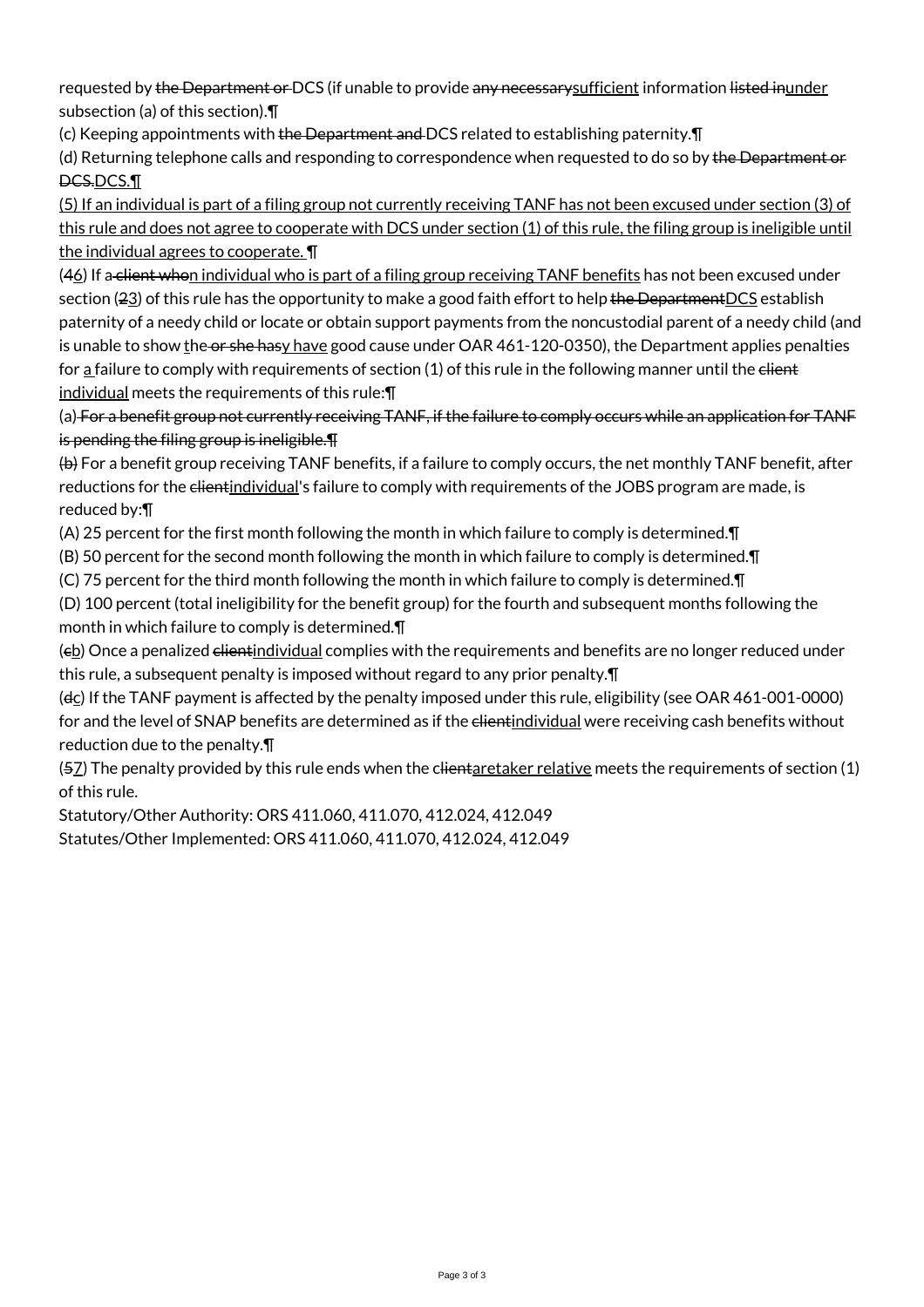requested by ~~the Department or~~ DCS (if unable to provide ~~any necessary~~sufficient information ~~listed in~~under subsection (a) of this section).¶

(c) Keeping appointments with ~~the Department and~~ DCS related to establishing paternity.¶

(d) Returning telephone calls and responding to correspondence when requested to do so by ~~the Department or DCS.~~DCS.¶

(5) If an individual is part of a filing group not currently receiving TANF has not been excused under section (3) of this rule and does not agree to cooperate with DCS under section (1) of this rule, the filing group is ineligible until the individual agrees to cooperate. ¶

(~~4~~6) If a~~ client who~~n individual who is part of a filing group receiving TANF benefits has not been excused under section (~~2~~3) of this rule has the opportunity to make a good faith effort to help ~~the Department~~DCS establish paternity of a needy child or locate or obtain support payments from the noncustodial parent of a needy child (and is unable to show the~~ or she has~~y have good cause under OAR 461-120-0350), the Department applies penalties for a failure to comply with requirements of section (1) of this rule in the following manner until the ~~client~~ individual meets the requirements of this rule:¶

(a) ~~For a benefit group not currently receiving TANF, if the failure to comply occurs while an application for TANF is pending the filing group is ineligible.¶~~

~~(b)~~ For a benefit group receiving TANF benefits, if a failure to comply occurs, the net monthly TANF benefit, after reductions for the ~~client~~individual's failure to comply with requirements of the JOBS program are made, is reduced by:¶

(A) 25 percent for the first month following the month in which failure to comply is determined.¶

(B) 50 percent for the second month following the month in which failure to comply is determined.¶

(C) 75 percent for the third month following the month in which failure to comply is determined.¶

(D) 100 percent (total ineligibility for the benefit group) for the fourth and subsequent months following the month in which failure to comply is determined.¶

(~~c~~b) Once a penalized ~~client~~individual complies with the requirements and benefits are no longer reduced under this rule, a subsequent penalty is imposed without regard to any prior penalty.¶

(~~d~~c) If the TANF payment is affected by the penalty imposed under this rule, eligibility (see OAR 461-001-0000) for and the level of SNAP benefits are determined as if the ~~client~~individual were receiving cash benefits without reduction due to the penalty.¶

(~~5~~7) The penalty provided by this rule ends when the c~~lient~~aretaker relative meets the requirements of section (1) of this rule.

Statutory/Other Authority: ORS 411.060, 411.070, 412.024, 412.049

Statutes/Other Implemented: ORS 411.060, 411.070, 412.024, 412.049